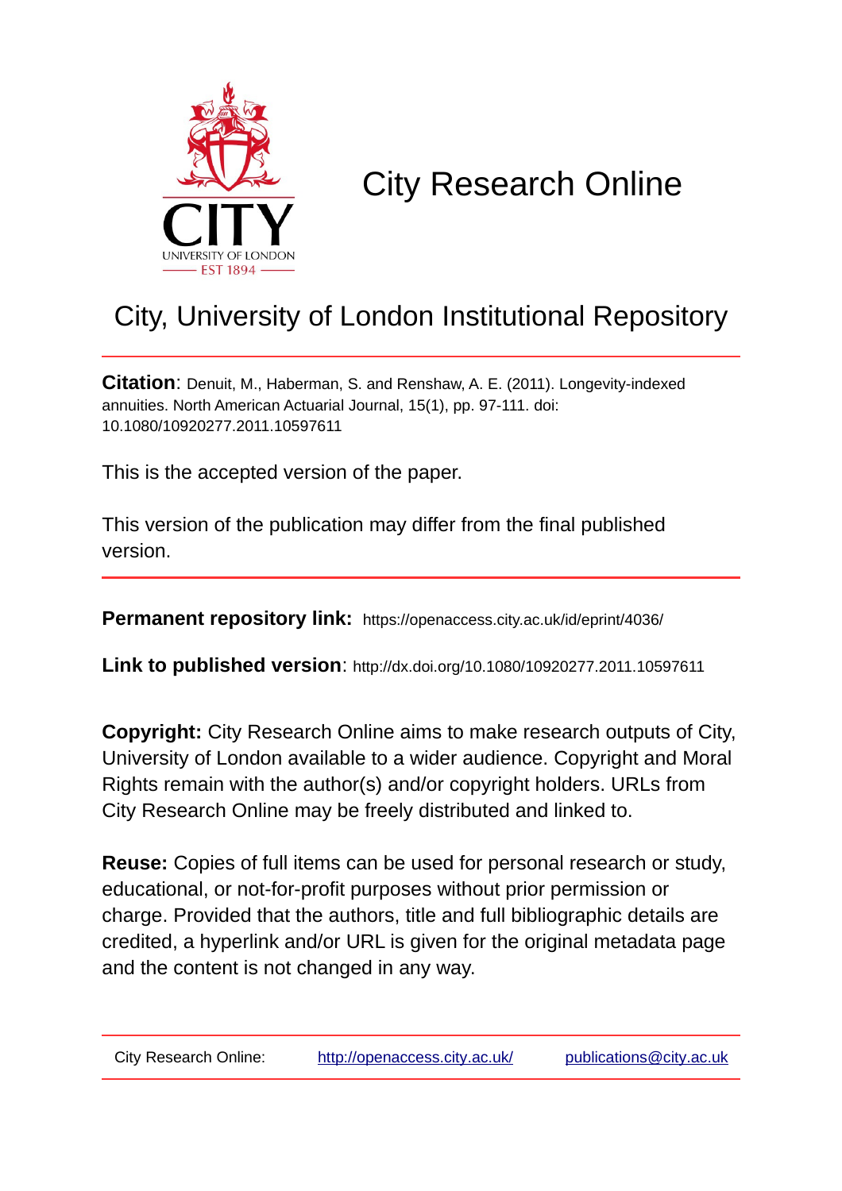# City Research Online

## City, University of London Institutional Repository

**Citation**: Denuit, M., Haberman, S. and Renshaw, A. E. (2011). Longevity-indexed annuities. North American Actuarial Journal, 15(1), pp. 97-111. doi: 10.1080/10920277.2011.10597611

This is the accepted version of the paper.

This version of the publication may differ from the final published version.

**Permanent repository link:** https://openaccess.city.ac.uk/id/eprint/4036/

**Link to published version**: http://dx.doi.org/10.1080/10920277.2011.10597611

**Copyright:** City Research Online aims to make research outputs of City, University of London available to a wider audience. Copyright and Moral Rights remain with the author(s) and/or copyright holders. URLs from City Research Online may be freely distributed and linked to.

**Reuse:** Copies of full items can be used for personal research or study, educational, or not-for-profit purposes without prior permission or charge. Provided that the authors, title and full bibliographic details are credited, a hyperlink and/or URL is given for the original metadata page and the content is not changed in any way.

City Research Online: http://openaccess.city.ac.uk/ publications@city.ac.uk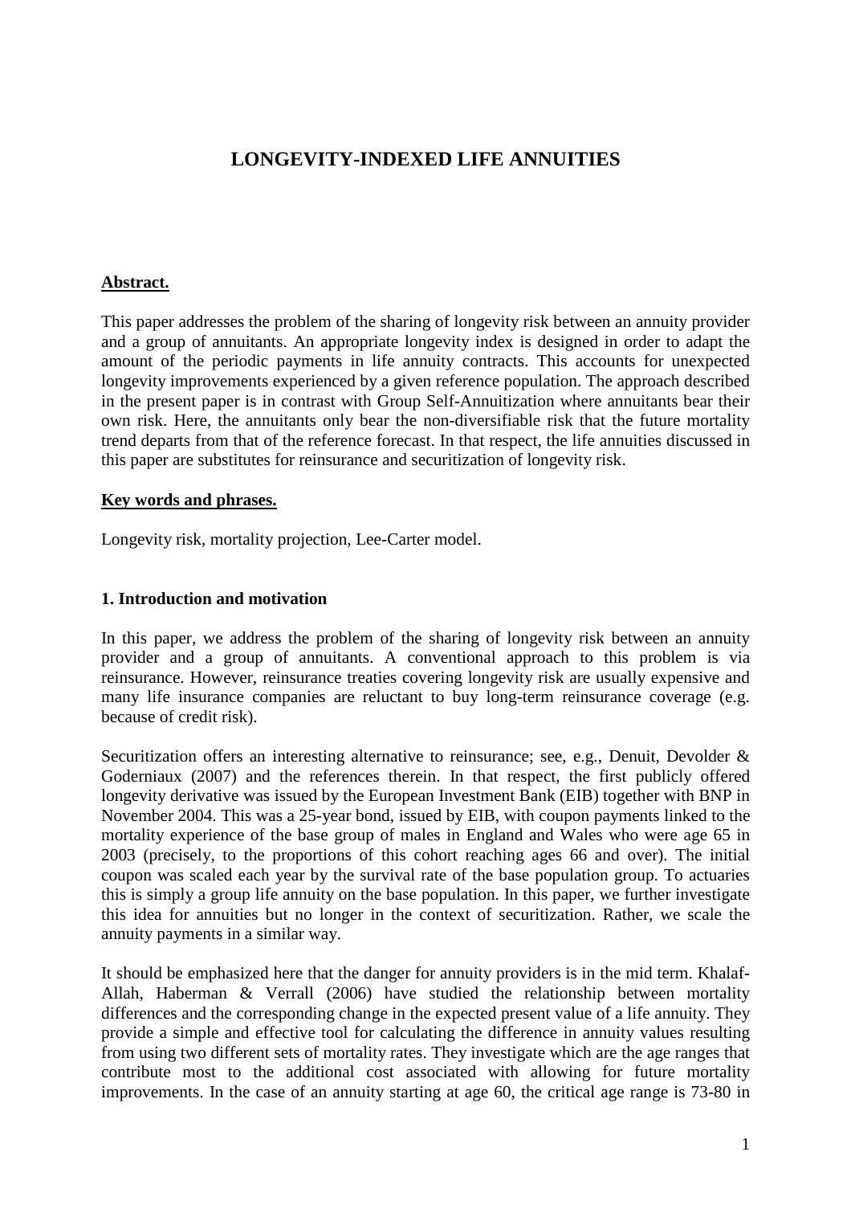# LONGEVITY-INDEXED LIFE ANNUITIES

## Abstract.

This paper addresses the problem of the sharing of longevity risk between an annuity provider and a group of annuitants. An appropriate longevity index is designed in order to adapt the amount of the periodic payments in life annuity contracts. This accounts for unexpected longevity improvements experienced by a given reference population. The approach described in the present paper is in contrast with Group Self-Annuitization where annuitants bear their own risk. Here, the annuitants only bear the non-diversifiable risk that the future mortality trend departs from that of the reference forecast. In that respect, the life annuities discussed in this paper are substitutes for reinsurance and securitization of longevity risk.

## Key words and phrases.

Longevity risk, mortality projection, Lee-Carter model.

## 1. Introduction and motivation

In this paper, we address the problem of the sharing of longevity risk between an annuity provider and a group of annuitants. A conventional approach to this problem is via reinsurance. However, reinsurance treaties covering longevity risk are usually expensive and many life insurance companies are reluctant to buy long-term reinsurance coverage (e.g. because of credit risk).

Securitization offers an interesting alternative to reinsurance; see, e.g., Denuit, Devolder & Goderniaux (2007) and the references therein. In that respect, the first publicly offered longevity derivative was issued by the European Investment Bank (EIB) together with BNP in November 2004. This was a 25-year bond, issued by EIB, with coupon payments linked to the mortality experience of the base group of males in England and Wales who were age 65 in 2003 (precisely, to the proportions of this cohort reaching ages 66 and over). The initial coupon was scaled each year by the survival rate of the base population group. To actuaries this is simply a group life annuity on the base population. In this paper, we further investigate this idea for annuities but no longer in the context of securitization. Rather, we scale the annuity payments in a similar way.

It should be emphasized here that the danger for annuity providers is in the mid term. Khalaf-Allah, Haberman & Verrall (2006) have studied the relationship between mortality differences and the corresponding change in the expected present value of a life annuity. They provide a simple and effective tool for calculating the difference in annuity values resulting from using two different sets of mortality rates. They investigate which are the age ranges that contribute most to the additional cost associated with allowing for future mortality improvements. In the case of an annuity starting at age 60, the critical age range is 73-80 in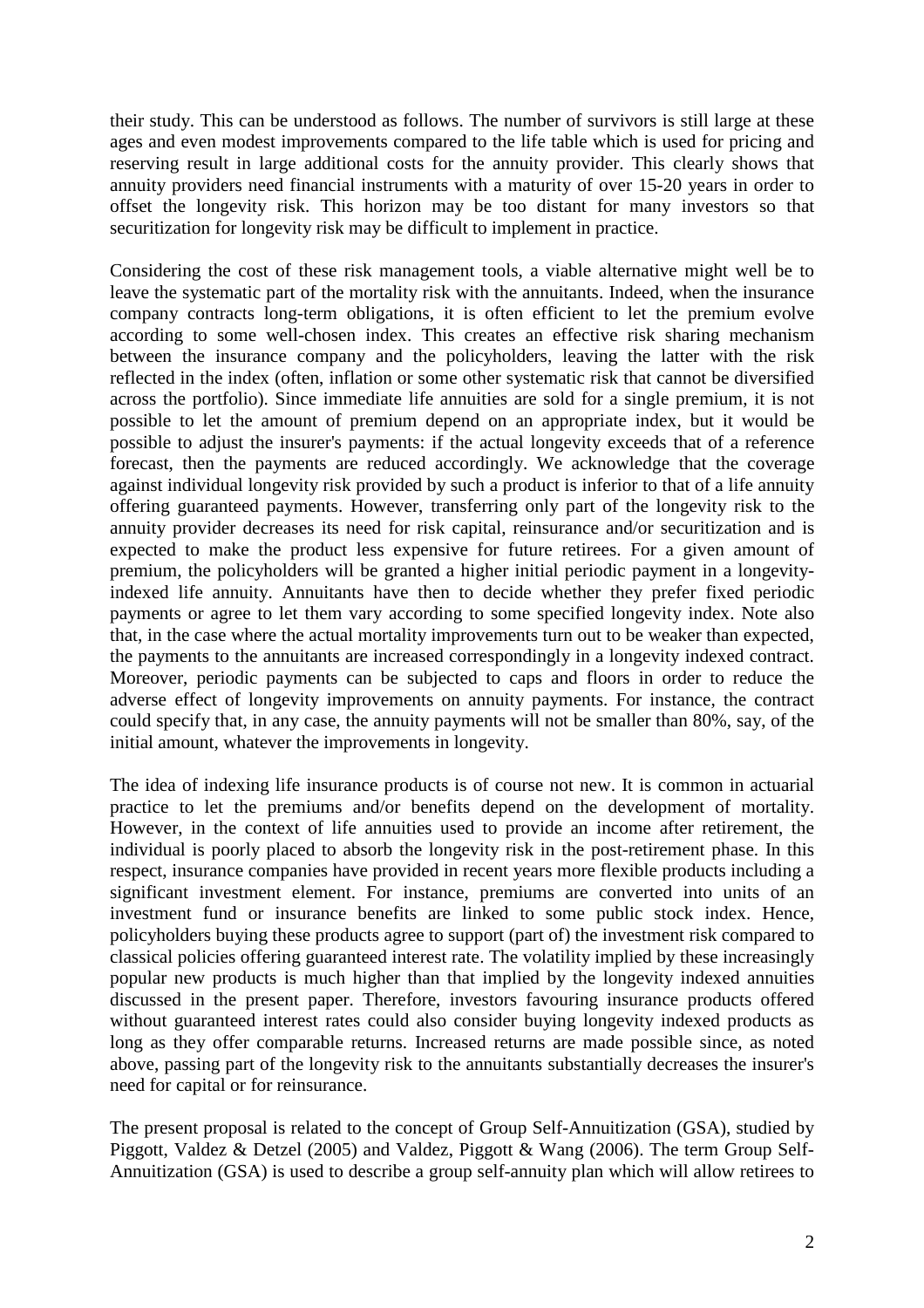their study. This can be understood as follows. The number of survivors is still large at these ages and even modest improvements compared to the life table which is used for pricing and reserving result in large additional costs for the annuity provider. This clearly shows that annuity providers need financial instruments with a maturity of over 15-20 years in order to offset the longevity risk. This horizon may be too distant for many investors so that securitization for longevity risk may be difficult to implement in practice.

Considering the cost of these risk management tools, a viable alternative might well be to leave the systematic part of the mortality risk with the annuitants. Indeed, when the insurance company contracts long-term obligations, it is often efficient to let the premium evolve according to some well-chosen index. This creates an effective risk sharing mechanism between the insurance company and the policyholders, leaving the latter with the risk reflected in the index (often, inflation or some other systematic risk that cannot be diversified across the portfolio). Since immediate life annuities are sold for a single premium, it is not possible to let the amount of premium depend on an appropriate index, but it would be possible to adjust the insurer's payments: if the actual longevity exceeds that of a reference forecast, then the payments are reduced accordingly. We acknowledge that the coverage against individual longevity risk provided by such a product is inferior to that of a life annuity offering guaranteed payments. However, transferring only part of the longevity risk to the annuity provider decreases its need for risk capital, reinsurance and/or securitization and is expected to make the product less expensive for future retirees. For a given amount of premium, the policyholders will be granted a higher initial periodic payment in a longevity-indexed life annuity. Annuitants have then to decide whether they prefer fixed periodic payments or agree to let them vary according to some specified longevity index. Note also that, in the case where the actual mortality improvements turn out to be weaker than expected, the payments to the annuitants are increased correspondingly in a longevity indexed contract. Moreover, periodic payments can be subjected to caps and floors in order to reduce the adverse effect of longevity improvements on annuity payments. For instance, the contract could specify that, in any case, the annuity payments will not be smaller than 80%, say, of the initial amount, whatever the improvements in longevity.

The idea of indexing life insurance products is of course not new. It is common in actuarial practice to let the premiums and/or benefits depend on the development of mortality. However, in the context of life annuities used to provide an income after retirement, the individual is poorly placed to absorb the longevity risk in the post-retirement phase. In this respect, insurance companies have provided in recent years more flexible products including a significant investment element. For instance, premiums are converted into units of an investment fund or insurance benefits are linked to some public stock index. Hence, policyholders buying these products agree to support (part of) the investment risk compared to classical policies offering guaranteed interest rate. The volatility implied by these increasingly popular new products is much higher than that implied by the longevity indexed annuities discussed in the present paper. Therefore, investors favouring insurance products offered without guaranteed interest rates could also consider buying longevity indexed products as long as they offer comparable returns. Increased returns are made possible since, as noted above, passing part of the longevity risk to the annuitants substantially decreases the insurer's need for capital or for reinsurance.

The present proposal is related to the concept of Group Self-Annuitization (GSA), studied by Piggott, Valdez & Detzel (2005) and Valdez, Piggott & Wang (2006). The term Group Self-Annuitization (GSA) is used to describe a group self-annuity plan which will allow retirees to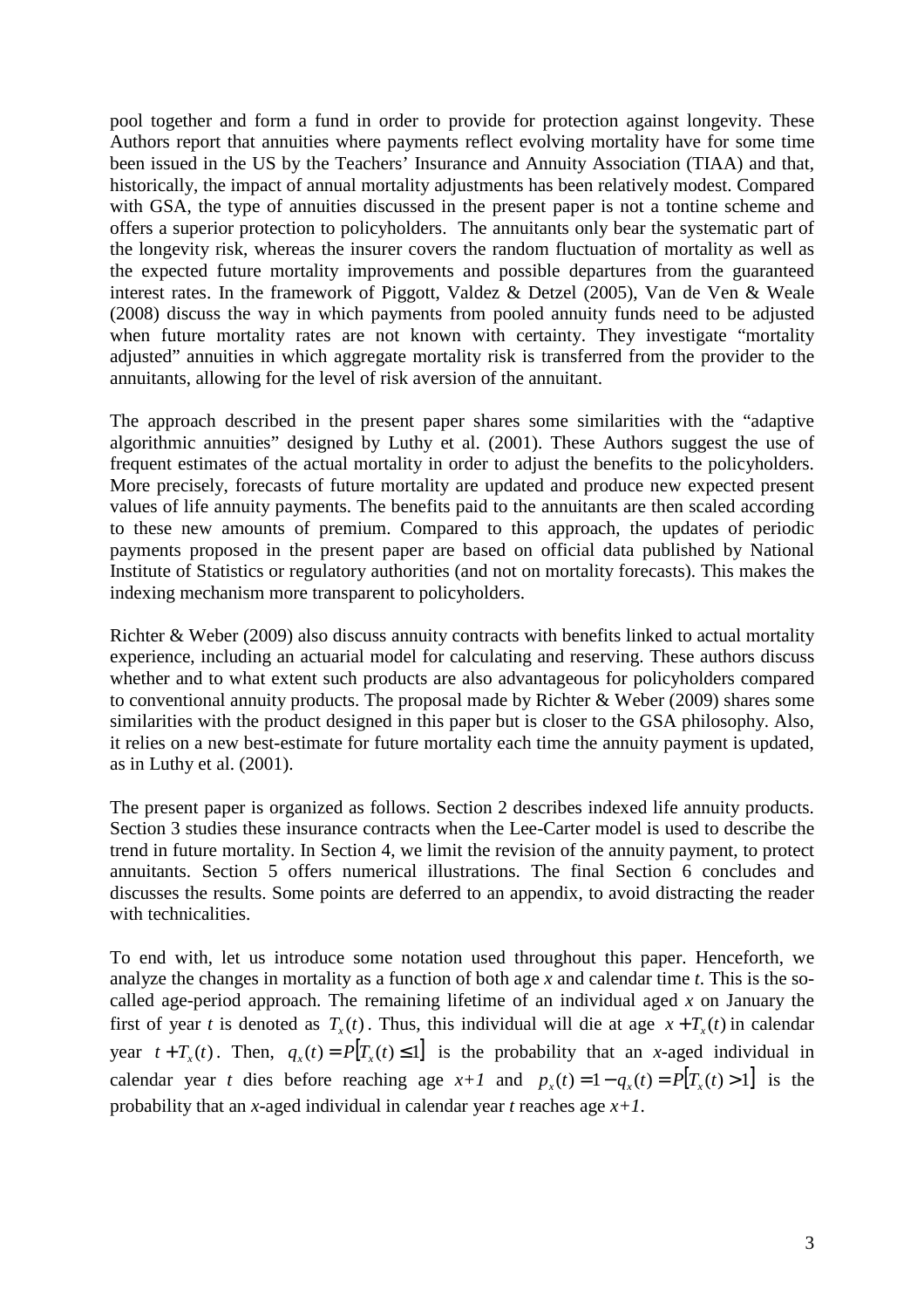pool together and form a fund in order to provide for protection against longevity. These Authors report that annuities where payments reflect evolving mortality have for some time been issued in the US by the Teachers' Insurance and Annuity Association (TIAA) and that, historically, the impact of annual mortality adjustments has been relatively modest. Compared with GSA, the type of annuities discussed in the present paper is not a tontine scheme and offers a superior protection to policyholders. The annuitants only bear the systematic part of the longevity risk, whereas the insurer covers the random fluctuation of mortality as well as the expected future mortality improvements and possible departures from the guaranteed interest rates. In the framework of Piggott, Valdez & Detzel (2005), Van de Ven & Weale (2008) discuss the way in which payments from pooled annuity funds need to be adjusted when future mortality rates are not known with certainty. They investigate "mortality adjusted" annuities in which aggregate mortality risk is transferred from the provider to the annuitants, allowing for the level of risk aversion of the annuitant.

The approach described in the present paper shares some similarities with the "adaptive algorithmic annuities" designed by Luthy et al. (2001). These Authors suggest the use of frequent estimates of the actual mortality in order to adjust the benefits to the policyholders. More precisely, forecasts of future mortality are updated and produce new expected present values of life annuity payments. The benefits paid to the annuitants are then scaled according to these new amounts of premium. Compared to this approach, the updates of periodic payments proposed in the present paper are based on official data published by National Institute of Statistics or regulatory authorities (and not on mortality forecasts). This makes the indexing mechanism more transparent to policyholders.

Richter & Weber (2009) also discuss annuity contracts with benefits linked to actual mortality experience, including an actuarial model for calculating and reserving. These authors discuss whether and to what extent such products are also advantageous for policyholders compared to conventional annuity products. The proposal made by Richter & Weber (2009) shares some similarities with the product designed in this paper but is closer to the GSA philosophy. Also, it relies on a new best-estimate for future mortality each time the annuity payment is updated, as in Luthy et al. (2001).

The present paper is organized as follows. Section 2 describes indexed life annuity products. Section 3 studies these insurance contracts when the Lee-Carter model is used to describe the trend in future mortality. In Section 4, we limit the revision of the annuity payment, to protect annuitants. Section 5 offers numerical illustrations. The final Section 6 concludes and discusses the results. Some points are deferred to an appendix, to avoid distracting the reader with technicalities.

To end with, let us introduce some notation used throughout this paper. Henceforth, we analyze the changes in mortality as a function of both age $x$ and calendar time $t$. This is the so-called age-period approach. The remaining lifetime of an individual aged $x$ on January the first of year $t$ is denoted as $T_x(t)$. Thus, this individual will die at age $x+T_x(t)$ in calendar year $t+T_x(t)$. Then, $q_x(t)=P[T_x(t)\leq 1]$ is the probability that an $x$-aged individual in calendar year $t$ dies before reaching age $x+1$ and $p_x(t)=1-q_x(t)=P[T_x(t)>1]$ is the probability that an $x$-aged individual in calendar year $t$ reaches age $x+1$.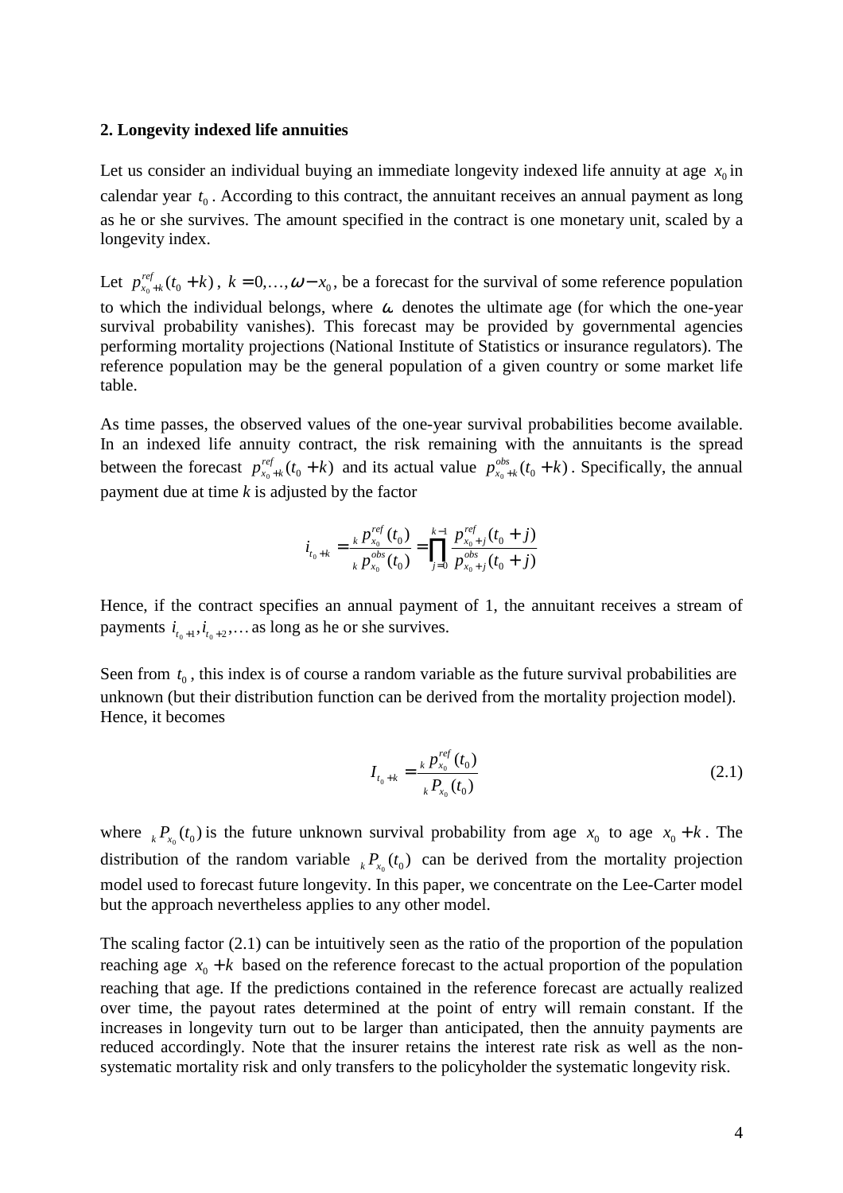**2. Longevity indexed life annuities**

Let us consider an individual buying an immediate longevity indexed life annuity at age $x_0$ in calendar year $t_0$. According to this contract, the annuitant receives an annual payment as long as he or she survives. The amount specified in the contract is one monetary unit, scaled by a longevity index.

Let $p^{ref}_{x_0+k}(t_0+k)$, $k=0,\ldots,\omega-x_0$, be a forecast for the survival of some reference population to which the individual belongs, where $\omega$ denotes the ultimate age (for which the one-year survival probability vanishes). This forecast may be provided by governmental agencies performing mortality projections (National Institute of Statistics or insurance regulators). The reference population may be the general population of a given country or some market life table.

As time passes, the observed values of the one-year survival probabilities become available. In an indexed life annuity contract, the risk remaining with the annuitants is the spread between the forecast $p^{ref}_{x_0+k}(t_0+k)$ and its actual value $p^{obs}_{x_0+k}(t_0+k)$. Specifically, the annual payment due at time *k* is adjusted by the factor

$$i_{t_0+k} = \frac{{}_k p^{ref}_{x_0}(t_0)}{{}_k p^{obs}_{x_0}(t_0)} = \prod_{j=0}^{k-1} \frac{p^{ref}_{x_0+j}(t_0+j)}{p^{obs}_{x_0+j}(t_0+j)}$$

Hence, if the contract specifies an annual payment of 1, the annuitant receives a stream of payments $i_{t_0+1}, i_{t_0+2}, \ldots$ as long as he or she survives.

Seen from $t_0$, this index is of course a random variable as the future survival probabilities are unknown (but their distribution function can be derived from the mortality projection model). Hence, it becomes

$$I_{t_0+k} = \frac{{}_k p^{ref}_{x_0}(t_0)}{{}_k P_{x_0}(t_0)} \tag{2.1}$$

where ${}_k P_{x_0}(t_0)$ is the future unknown survival probability from age $x_0$ to age $x_0+k$. The distribution of the random variable ${}_k P_{x_0}(t_0)$ can be derived from the mortality projection model used to forecast future longevity. In this paper, we concentrate on the Lee-Carter model but the approach nevertheless applies to any other model.

The scaling factor (2.1) can be intuitively seen as the ratio of the proportion of the population reaching age $x_0+k$ based on the reference forecast to the actual proportion of the population reaching that age. If the predictions contained in the reference forecast are actually realized over time, the payout rates determined at the point of entry will remain constant. If the increases in longevity turn out to be larger than anticipated, then the annuity payments are reduced accordingly. Note that the insurer retains the interest rate risk as well as the non-systematic mortality risk and only transfers to the policyholder the systematic longevity risk.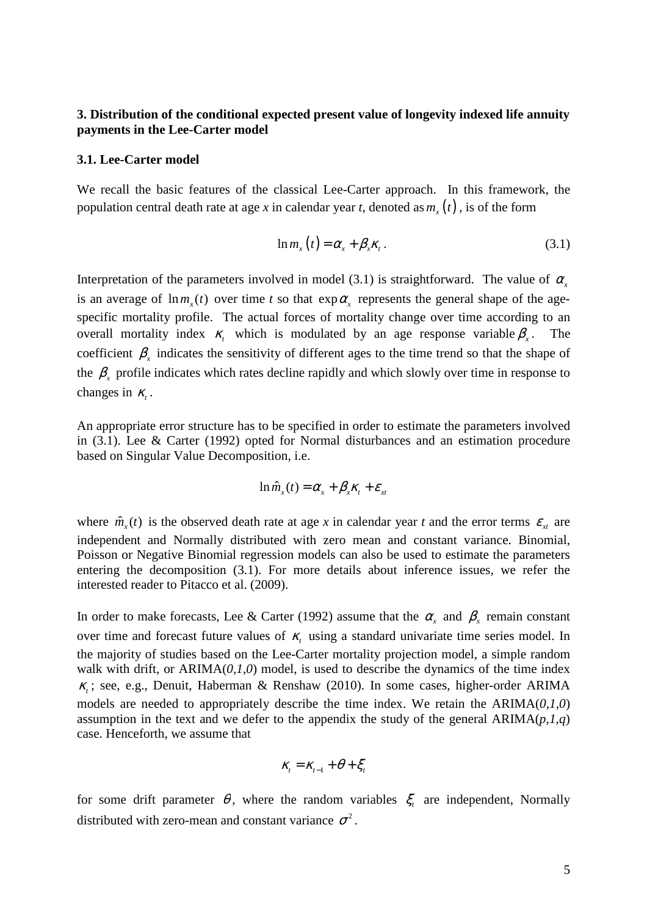**3. Distribution of the conditional expected present value of longevity indexed life annuity payments in the Lee-Carter model**

**3.1. Lee-Carter model**

We recall the basic features of the classical Lee-Carter approach. In this framework, the population central death rate at age *x* in calendar year *t*, denoted as $m_x(t)$, is of the form

$$\ln m_x(t) = \alpha_x + \beta_x \kappa_t . \tag{3.1}$$

Interpretation of the parameters involved in model (3.1) is straightforward. The value of $\alpha_x$ is an average of $\ln m_x(t)$ over time *t* so that $\exp \alpha_x$ represents the general shape of the age-specific mortality profile. The actual forces of mortality change over time according to an overall mortality index $\kappa_t$ which is modulated by an age response variable $\beta_x$. The coefficient $\beta_x$ indicates the sensitivity of different ages to the time trend so that the shape of the $\beta_x$ profile indicates which rates decline rapidly and which slowly over time in response to changes in $\kappa_t$.

An appropriate error structure has to be specified in order to estimate the parameters involved in (3.1). Lee & Carter (1992) opted for Normal disturbances and an estimation procedure based on Singular Value Decomposition, i.e.

$$\ln \hat{m}_x(t) = \alpha_x + \beta_x \kappa_t + \varepsilon_{xt}$$

where $\hat{m}_x(t)$ is the observed death rate at age *x* in calendar year *t* and the error terms $\varepsilon_{xt}$ are independent and Normally distributed with zero mean and constant variance. Binomial, Poisson or Negative Binomial regression models can also be used to estimate the parameters entering the decomposition (3.1). For more details about inference issues, we refer the interested reader to Pitacco et al. (2009).

In order to make forecasts, Lee & Carter (1992) assume that the $\alpha_x$ and $\beta_x$ remain constant over time and forecast future values of $\kappa_t$ using a standard univariate time series model. In the majority of studies based on the Lee-Carter mortality projection model, a simple random walk with drift, or ARIMA(*0,1,0*) model, is used to describe the dynamics of the time index $\kappa_t$; see, e.g., Denuit, Haberman & Renshaw (2010). In some cases, higher-order ARIMA models are needed to appropriately describe the time index. We retain the ARIMA(*0,1,0*) assumption in the text and we defer to the appendix the study of the general ARIMA(*p,1,q*) case. Henceforth, we assume that

$$\kappa_t = \kappa_{t-1} + \theta + \xi_t$$

for some drift parameter $\theta$, where the random variables $\xi_t$ are independent, Normally distributed with zero-mean and constant variance $\sigma^2$.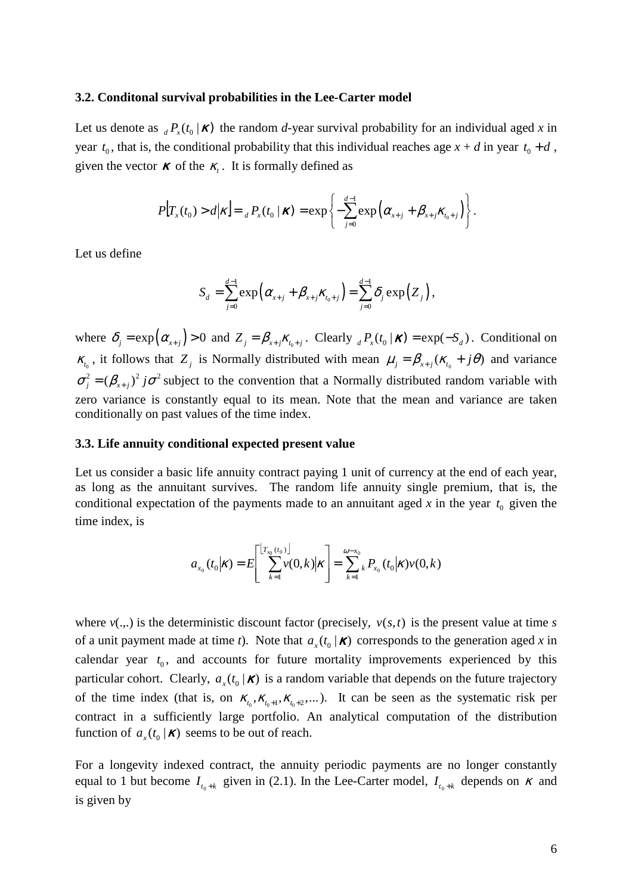### 3.2. Conditonal survival probabilities in the Lee-Carter model

Let us denote as ${}_dP_x(t_0 \mid \boldsymbol{\kappa})$ the random *d*-year survival probability for an individual aged *x* in year $t_0$, that is, the conditional probability that this individual reaches age *x* + *d* in year $t_0 + d$, given the vector $\boldsymbol{\kappa}$ of the $\kappa_t$. It is formally defined as

$$P\left[T_x(t_0) > d \middle| \kappa\right] = {}_dP_x(t_0 \mid \boldsymbol{\kappa}) = \exp\left\{-\sum_{j=0}^{d-1} \exp\left(\alpha_{x+j} + \beta_{x+j}\kappa_{t_0+j}\right)\right\}.$$

Let us define

$$S_d = \sum_{j=0}^{d-1} \exp\left(\alpha_{x+j} + \beta_{x+j}\kappa_{t_0+j}\right) = \sum_{j=0}^{d-1} \delta_j \exp\left(Z_j\right),$$

where $\delta_j = \exp\left(\alpha_{x+j}\right) > 0$ and $Z_j = \beta_{x+j}\kappa_{t_0+j}$. Clearly ${}_dP_x(t_0 \mid \boldsymbol{\kappa}) = \exp(-S_d)$. Conditional on $\kappa_{t_0}$, it follows that $Z_j$ is Normally distributed with mean $\mu_j = \beta_{x+j}(\kappa_{t_0} + j\theta)$ and variance $\sigma_j^2 = (\beta_{x+j})^2 j\sigma^2$ subject to the convention that a Normally distributed random variable with zero variance is constantly equal to its mean. Note that the mean and variance are taken conditionally on past values of the time index.

### 3.3. Life annuity conditional expected present value

Let us consider a basic life annuity contract paying 1 unit of currency at the end of each year, as long as the annuitant survives. The random life annuity single premium, that is, the conditional expectation of the payments made to an annuitant aged *x* in the year $t_0$ given the time index, is

$$a_{x_0}(t_0 \middle| \kappa) = E\left[\sum_{k=1}^{\lfloor T_{x_0}(t_0) \rfloor} v(0,k) \middle| \kappa\right] = \sum_{k=1}^{\omega - x_0} {}_kP_{x_0}(t_0 \middle| \kappa) v(0,k)$$

where *v*(.,.) is the deterministic discount factor (precisely, $v(s,t)$ is the present value at time *s* of a unit payment made at time *t*). Note that $a_x(t_0 \mid \boldsymbol{\kappa})$ corresponds to the generation aged *x* in calendar year $t_0$, and accounts for future mortality improvements experienced by this particular cohort. Clearly, $a_x(t_0 \mid \boldsymbol{\kappa})$ is a random variable that depends on the future trajectory of the time index (that is, on $\kappa_{t_0}, \kappa_{t_0+1}, \kappa_{t_0+2}, \ldots$). It can be seen as the systematic risk per contract in a sufficiently large portfolio. An analytical computation of the distribution function of $a_x(t_0 \mid \boldsymbol{\kappa})$ seems to be out of reach.

For a longevity indexed contract, the annuity periodic payments are no longer constantly equal to 1 but become $I_{t_0+k}$ given in (2.1). In the Lee-Carter model, $I_{t_0+k}$ depends on $\kappa$ and is given by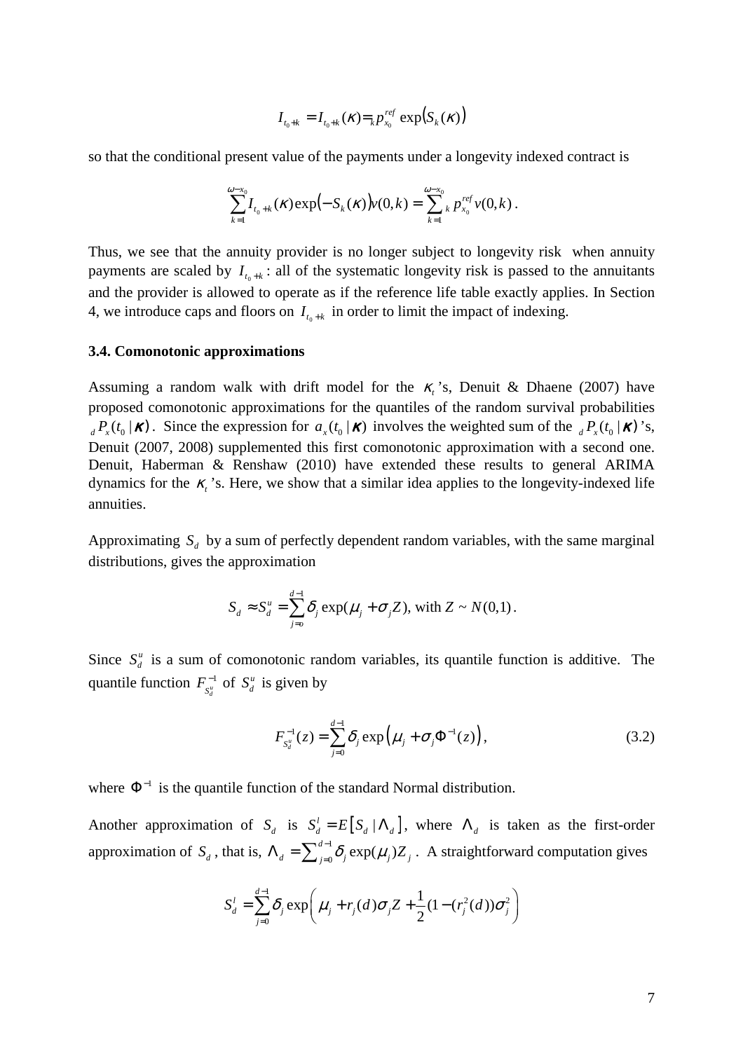$$I_{t_0+k} = I_{t_0+k}(\kappa) = {}_k p_{x_0}^{ref} \exp\big(S_k(\kappa)\big)$$

so that the conditional present value of the payments under a longevity indexed contract is

$$\sum_{k=1}^{\omega-x_0} I_{t_0+k}(\kappa)\exp\big(-S_k(\kappa)\big)v(0,k) = \sum_{k=1}^{\omega-x_0} {}_k p_{x_0}^{ref} v(0,k)\,.$$

Thus, we see that the annuity provider is no longer subject to longevity risk when annuity payments are scaled by $I_{t_0+k}$: all of the systematic longevity risk is passed to the annuitants and the provider is allowed to operate as if the reference life table exactly applies. In Section 4, we introduce caps and floors on $I_{t_0+k}$ in order to limit the impact of indexing.

### 3.4. Comonotonic approximations

Assuming a random walk with drift model for the $\kappa_t$'s, Denuit & Dhaene (2007) have proposed comonotonic approximations for the quantiles of the random survival probabilities ${}_d P_x(t_0 \mid \boldsymbol{\kappa})$. Since the expression for $a_x(t_0 \mid \boldsymbol{\kappa})$ involves the weighted sum of the ${}_d P_x(t_0 \mid \boldsymbol{\kappa})$'s, Denuit (2007, 2008) supplemented this first comonotonic approximation with a second one. Denuit, Haberman & Renshaw (2010) have extended these results to general ARIMA dynamics for the $\kappa_t$'s. Here, we show that a similar idea applies to the longevity-indexed life annuities.

Approximating $S_d$ by a sum of perfectly dependent random variables, with the same marginal distributions, gives the approximation

$$S_d \approx S_d^u = \sum_{j=0}^{d-1} \delta_j \exp(\mu_j + \sigma_j Z), \text{ with } Z \sim N(0,1)\,.$$

Since $S_d^u$ is a sum of comonotonic random variables, its quantile function is additive. The quantile function $F_{S_d^u}^{-1}$ of $S_d^u$ is given by

$$F_{S_d^u}^{-1}(z) = \sum_{j=0}^{d-1} \delta_j \exp\left(\mu_j + \sigma_j \Phi^{-1}(z)\right), \tag{3.2}$$

where $\Phi^{-1}$ is the quantile function of the standard Normal distribution.

Another approximation of $S_d$ is $S_d^l = E\left[S_d \mid \Lambda_d\right]$, where $\Lambda_d$ is taken as the first-order approximation of $S_d$, that is, $\Lambda_d = \sum_{j=0}^{d-1} \delta_j \exp(\mu_j) Z_j$. A straightforward computation gives

$$S_d^l = \sum_{j=0}^{d-1} \delta_j \exp\left(\mu_j + r_j(d)\sigma_j Z + \frac{1}{2}(1 - (r_j^2(d))\sigma_j^2\right)$$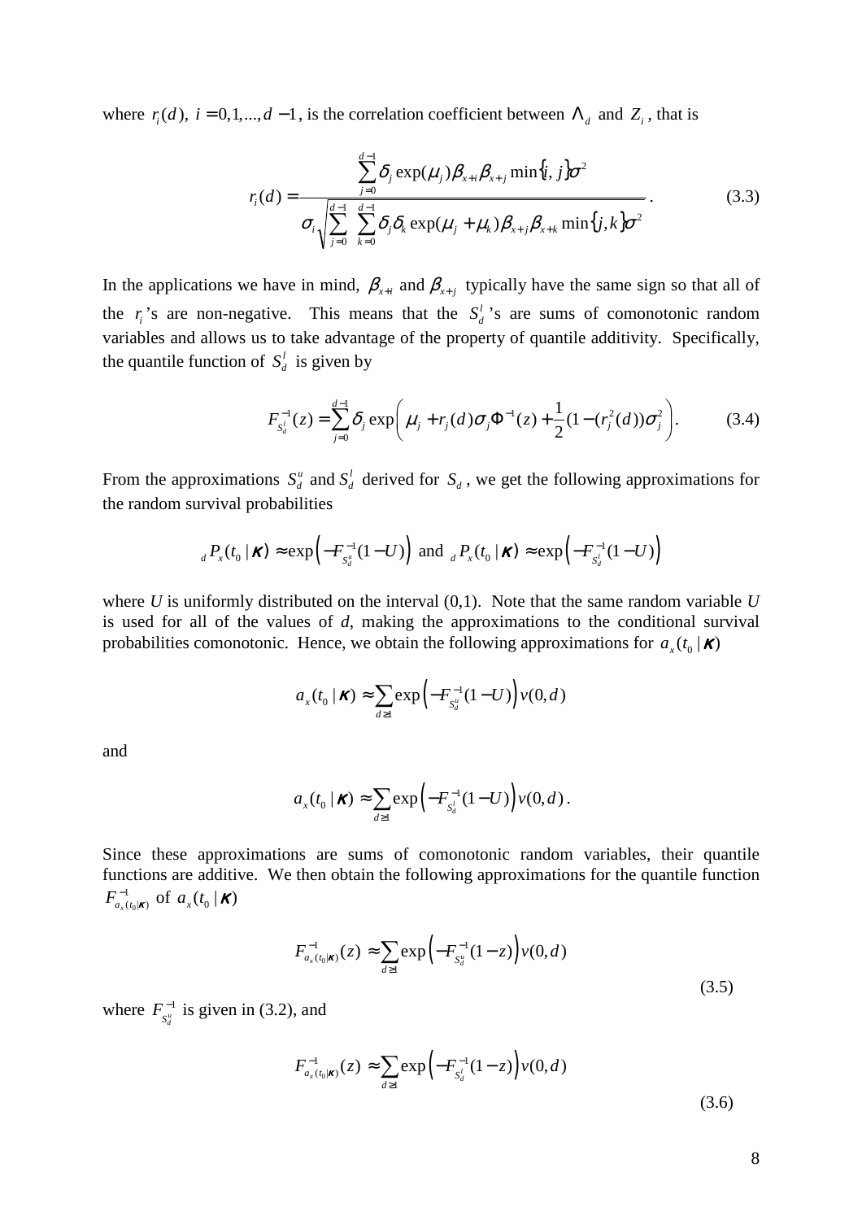where $r_i(d)$, $i = 0,1,...,d-1$, is the correlation coefficient between $\Lambda_d$ and $Z_i$, that is

$$r_i(d) = \frac{\sum_{j=0}^{d-1} \delta_j \exp(\mu_j) \beta_{x+i} \beta_{x+j} \min\{i, j\} \sigma^2}{\sigma_i \sqrt{\sum_{j=0}^{d-1} \sum_{k=0}^{d-1} \delta_j \delta_k \exp(\mu_j + \mu_k) \beta_{x+j} \beta_{x+k} \min\{j,k\} \sigma^2}}. \tag{3.3}$$

In the applications we have in mind, $\beta_{x+i}$ and $\beta_{x+j}$ typically have the same sign so that all of the $r_i$'s are non-negative. This means that the $S_d^l$'s are sums of comonotonic random variables and allows us to take advantage of the property of quantile additivity. Specifically, the quantile function of $S_d^l$ is given by

$$F_{S_d^l}^{-1}(z) = \sum_{j=0}^{d-1} \delta_j \exp\left( \mu_j + r_j(d) \sigma_j \Phi^{-1}(z) + \frac{1}{2}(1 - (r_j^2(d)) \sigma_j^2 \right). \tag{3.4}$$

From the approximations $S_d^u$ and $S_d^l$ derived for $S_d$, we get the following approximations for the random survival probabilities

$${}_d P_x(t_0 \mid \boldsymbol{\kappa}) \approx \exp\left( -F_{S_d^u}^{-1}(1-U) \right) \text{ and } {}_d P_x(t_0 \mid \boldsymbol{\kappa}) \approx \exp\left( -F_{S_d^l}^{-1}(1-U) \right)$$

where *U* is uniformly distributed on the interval (0,1). Note that the same random variable *U* is used for all of the values of *d*, making the approximations to the conditional survival probabilities comonotonic. Hence, we obtain the following approximations for $a_x(t_0 \mid \boldsymbol{\kappa})$

$$a_x(t_0 \mid \boldsymbol{\kappa}) \approx \sum_{d \geq 1} \exp\left( -F_{S_d^u}^{-1}(1-U) \right) v(0,d)$$

and

$$a_x(t_0 \mid \boldsymbol{\kappa}) \approx \sum_{d \geq 1} \exp\left( -F_{S_d^l}^{-1}(1-U) \right) v(0,d).$$

Since these approximations are sums of comonotonic random variables, their quantile functions are additive. We then obtain the following approximations for the quantile function $F_{a_x(t_0|\boldsymbol{\kappa})}^{-1}$ of $a_x(t_0 \mid \boldsymbol{\kappa})$

$$F_{a_x(t_0|\boldsymbol{\kappa})}^{-1}(z) \approx \sum_{d \geq 1} \exp\left( -F_{S_d^u}^{-1}(1-z) \right) v(0,d) \tag{3.5}$$

where $F_{S_d^u}^{-1}$ is given in (3.2), and

$$F_{a_x(t_0|\boldsymbol{\kappa})}^{-1}(z) \approx \sum_{d \geq 1} \exp\left( -F_{S_d^l}^{-1}(1-z) \right) v(0,d) \tag{3.6}$$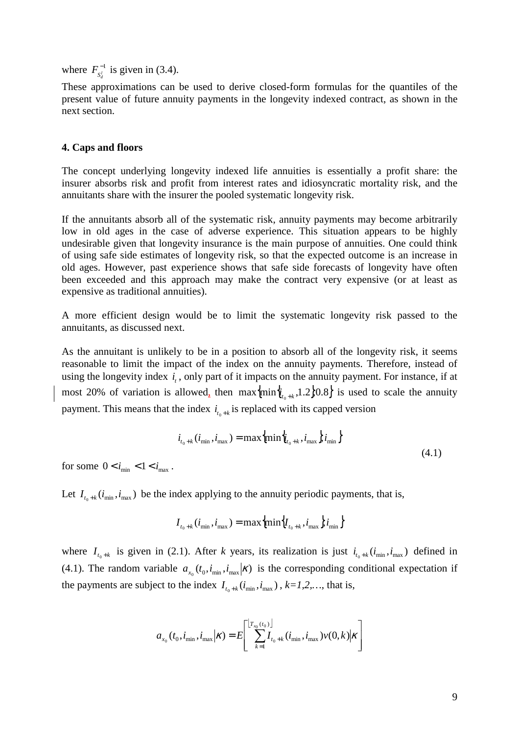where $F^{-1}_{S^i_d}$ is given in (3.4).

These approximations can be used to derive closed-form formulas for the quantiles of the present value of future annuity payments in the longevity indexed contract, as shown in the next section.

### 4. Caps and floors

The concept underlying longevity indexed life annuities is essentially a profit share: the insurer absorbs risk and profit from interest rates and idiosyncratic mortality risk, and the annuitants share with the insurer the pooled systematic longevity risk.

If the annuitants absorb all of the systematic risk, annuity payments may become arbitrarily low in old ages in the case of adverse experience. This situation appears to be highly undesirable given that longevity insurance is the main purpose of annuities. One could think of using safe side estimates of longevity risk, so that the expected outcome is an increase in old ages. However, past experience shows that safe side forecasts of longevity have often been exceeded and this approach may make the contract very expensive (or at least as expensive as traditional annuities).

A more efficient design would be to limit the systematic longevity risk passed to the annuitants, as discussed next.

As the annuitant is unlikely to be in a position to absorb all of the longevity risk, it seems reasonable to limit the impact of the index on the annuity payments. Therefore, instead of using the longevity index $i_t$, only part of it impacts on the annuity payment. For instance, if at most 20% of variation is allowed, then $\max\{\min\{i_{t_0+k}, 1.2\}, 0.8\}$ is used to scale the annuity payment. This means that the index $i_{t_0+k}$ is replaced with its capped version

$$i_{t_0+k}(i_{\min}, i_{\max}) = \max\{\min\{i_{t_0+k}, i_{\max}\}, i_{\min}\} \tag{4.1}$$

for some $0 < i_{\min} < 1 < i_{\max}$.

Let $I_{t_0+k}(i_{\min}, i_{\max})$ be the index applying to the annuity periodic payments, that is,

$$I_{t_0+k}(i_{\min}, i_{\max}) = \max\{\min\{I_{t_0+k}, i_{\max}\}, i_{\min}\}$$

where $I_{t_0+k}$ is given in (2.1). After *k* years, its realization is just $i_{t_0+k}(i_{\min}, i_{\max})$ defined in (4.1). The random variable $a_{x_0}(t_0, i_{\min}, i_{\max}|\kappa)$ is the corresponding conditional expectation if the payments are subject to the index $I_{t_0+k}(i_{\min}, i_{\max})$, *k=1,2,…*, that is,

$$a_{x_0}(t_0, i_{\min}, i_{\max}|\kappa) = E\left[\sum_{k=1}^{\lfloor T_{x_0}(t_0)\rfloor} I_{t_0+k}(i_{\min}, i_{\max}) v(0,k) \middle| \kappa\right]$$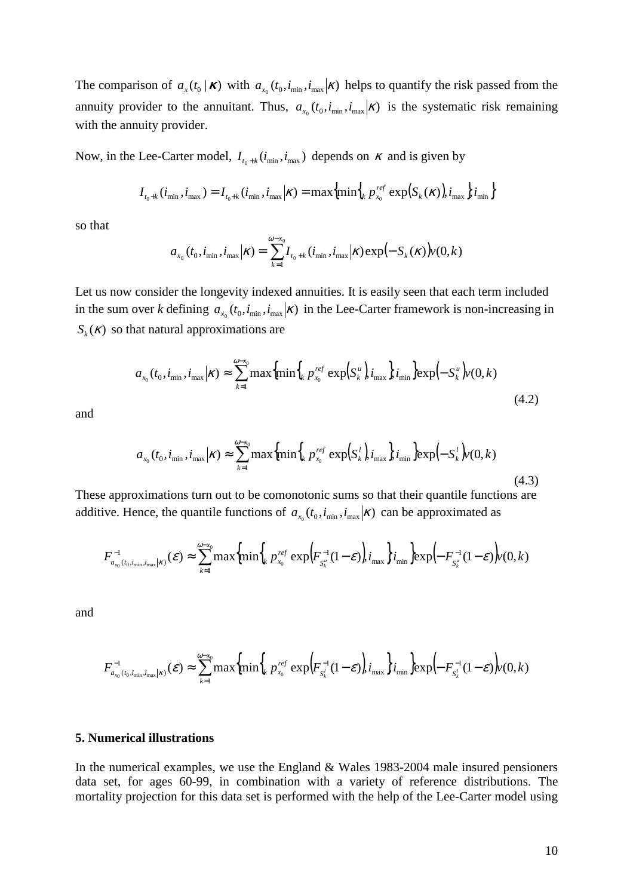The comparison of $a_x(t_0 \mid \kappa)$ with $a_{x_0}(t_0, i_{\min}, i_{\max} | \kappa)$ helps to quantify the risk passed from the annuity provider to the annuitant. Thus, $a_{x_0}(t_0, i_{\min}, i_{\max} | \kappa)$ is the systematic risk remaining with the annuity provider.

Now, in the Lee-Carter model, $I_{t_0+k}(i_{\min}, i_{\max})$ depends on $\kappa$ and is given by

$$I_{t_0+k}(i_{\min}, i_{\max}) = I_{t_0+k}(i_{\min}, i_{\max} | \kappa) = \max\left\{\min\left\{{}_k p_{x_0}^{ref} \exp\left(S_k(\kappa)\right), i_{\max}\right\}, i_{\min}\right\}$$

so that

$$a_{x_0}(t_0, i_{\min}, i_{\max} | \kappa) = \sum_{k=1}^{\omega - x_0} I_{t_0+k}(i_{\min}, i_{\max} | \kappa) \exp\left(-S_k(\kappa)\right) v(0,k)$$

Let us now consider the longevity indexed annuities. It is easily seen that each term included in the sum over *k* defining $a_{x_0}(t_0, i_{\min}, i_{\max} | \kappa)$ in the Lee-Carter framework is non-increasing in $S_k(\kappa)$ so that natural approximations are

$$a_{x_0}(t_0, i_{\min}, i_{\max} | \kappa) \approx \sum_{k=1}^{\omega - x_0} \max\left\{\min\left\{{}_k p_{x_0}^{ref} \exp\left(S_k^u\right), i_{\max}\right\}, i_{\min}\right\} \exp\left(-S_k^u\right) v(0,k) \tag{4.2}$$

and

$$a_{x_0}(t_0, i_{\min}, i_{\max} | \kappa) \approx \sum_{k=1}^{\omega - x_0} \max\left\{\min\left\{{}_k p_{x_0}^{ref} \exp\left(S_k^l\right), i_{\max}\right\}, i_{\min}\right\} \exp\left(-S_k^l\right) v(0,k) \tag{4.3}$$

These approximations turn out to be comonotonic sums so that their quantile functions are additive. Hence, the quantile functions of $a_{x_0}(t_0, i_{\min}, i_{\max} | \kappa)$ can be approximated as

$$F^{-1}_{a_{x_0}(t_0, i_{\min}, i_{\max} | \kappa)}(\varepsilon) \approx \sum_{k=1}^{\omega - x_0} \max\left\{\min\left\{{}_k p_{x_0}^{ref} \exp\left(F^{-1}_{S_k^u}(1-\varepsilon)\right), i_{\max}\right\}, i_{\min}\right\} \exp\left(-F^{-1}_{S_k^u}(1-\varepsilon)\right) v(0,k)$$

and

$$F^{-1}_{a_{x_0}(t_0, i_{\min}, i_{\max} | \kappa)}(\varepsilon) \approx \sum_{k=1}^{\omega - x_0} \max\left\{\min\left\{{}_k p_{x_0}^{ref} \exp\left(F^{-1}_{S_k^l}(1-\varepsilon)\right), i_{\max}\right\}, i_{\min}\right\} \exp\left(-F^{-1}_{S_k^l}(1-\varepsilon)\right) v(0,k)$$

## 5. Numerical illustrations

In the numerical examples, we use the England & Wales 1983-2004 male insured pensioners data set, for ages 60-99, in combination with a variety of reference distributions. The mortality projection for this data set is performed with the help of the Lee-Carter model using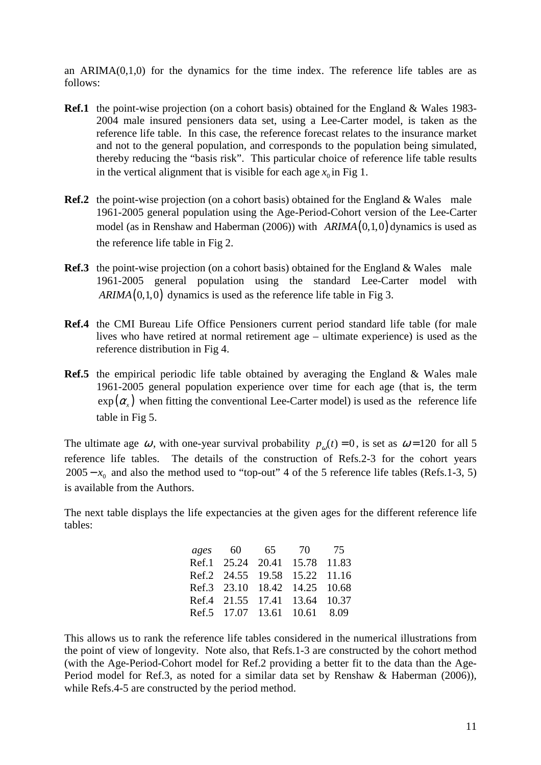an ARIMA(0,1,0) for the dynamics for the time index. The reference life tables are as follows:

- **Ref.1** the point-wise projection (on a cohort basis) obtained for the England & Wales 1983-2004 male insured pensioners data set, using a Lee-Carter model, is taken as the reference life table. In this case, the reference forecast relates to the insurance market and not to the general population, and corresponds to the population being simulated, thereby reducing the "basis risk". This particular choice of reference life table results in the vertical alignment that is visible for each age $x_0$ in Fig 1.

- **Ref.2** the point-wise projection (on a cohort basis) obtained for the England & Wales male 1961-2005 general population using the Age-Period-Cohort version of the Lee-Carter model (as in Renshaw and Haberman (2006)) with $ARIMA(0,1,0)$ dynamics is used as the reference life table in Fig 2.

- **Ref.3** the point-wise projection (on a cohort basis) obtained for the England & Wales male 1961-2005 general population using the standard Lee-Carter model with $ARIMA(0,1,0)$ dynamics is used as the reference life table in Fig 3.

- **Ref.4** the CMI Bureau Life Office Pensioners current period standard life table (for male lives who have retired at normal retirement age – ultimate experience) is used as the reference distribution in Fig 4.

- **Ref.5** the empirical periodic life table obtained by averaging the England & Wales male 1961-2005 general population experience over time for each age (that is, the term $\exp(\alpha_x)$ when fitting the conventional Lee-Carter model) is used as the reference life table in Fig 5.

The ultimate age $\omega$, with one-year survival probability $p_\omega(t) = 0$, is set as $\omega = 120$ for all 5 reference life tables. The details of the construction of Refs.2-3 for the cohort years $2005 - x_0$ and also the method used to "top-out" 4 of the 5 reference life tables (Refs.1-3, 5) is available from the Authors.

The next table displays the life expectancies at the given ages for the different reference life tables:

| *ages* | 60 | 65 | 70 | 75 |
|---|---|---|---|---|
| Ref.1 | 25.24 | 20.41 | 15.78 | 11.83 |
| Ref.2 | 24.55 | 19.58 | 15.22 | 11.16 |
| Ref.3 | 23.10 | 18.42 | 14.25 | 10.68 |
| Ref.4 | 21.55 | 17.41 | 13.64 | 10.37 |
| Ref.5 | 17.07 | 13.61 | 10.61 | 8.09 |

This allows us to rank the reference life tables considered in the numerical illustrations from the point of view of longevity. Note also, that Refs.1-3 are constructed by the cohort method (with the Age-Period-Cohort model for Ref.2 providing a better fit to the data than the Age-Period model for Ref.3, as noted for a similar data set by Renshaw & Haberman (2006)), while Refs.4-5 are constructed by the period method.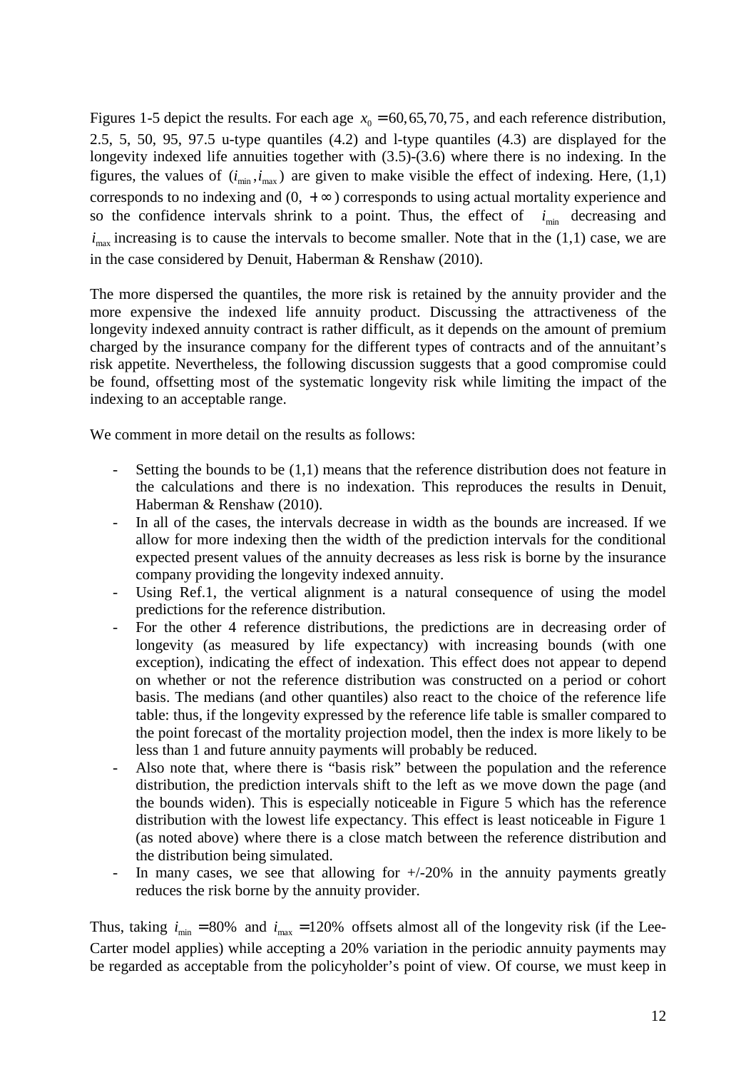Figures 1-5 depict the results. For each age $x_0 = 60, 65, 70, 75$, and each reference distribution, 2.5, 5, 50, 95, 97.5 u-type quantiles (4.2) and l-type quantiles (4.3) are displayed for the longevity indexed life annuities together with (3.5)-(3.6) where there is no indexing. In the figures, the values of $(i_{\min}, i_{\max})$ are given to make visible the effect of indexing. Here, (1,1) corresponds to no indexing and $(0, +\infty)$ corresponds to using actual mortality experience and so the confidence intervals shrink to a point. Thus, the effect of $i_{\min}$ decreasing and $i_{\max}$ increasing is to cause the intervals to become smaller. Note that in the (1,1) case, we are in the case considered by Denuit, Haberman & Renshaw (2010).

The more dispersed the quantiles, the more risk is retained by the annuity provider and the more expensive the indexed life annuity product. Discussing the attractiveness of the longevity indexed annuity contract is rather difficult, as it depends on the amount of premium charged by the insurance company for the different types of contracts and of the annuitant's risk appetite. Nevertheless, the following discussion suggests that a good compromise could be found, offsetting most of the systematic longevity risk while limiting the impact of the indexing to an acceptable range.

We comment in more detail on the results as follows:

- Setting the bounds to be (1,1) means that the reference distribution does not feature in the calculations and there is no indexation. This reproduces the results in Denuit, Haberman & Renshaw (2010).
- In all of the cases, the intervals decrease in width as the bounds are increased. If we allow for more indexing then the width of the prediction intervals for the conditional expected present values of the annuity decreases as less risk is borne by the insurance company providing the longevity indexed annuity.
- Using Ref.1, the vertical alignment is a natural consequence of using the model predictions for the reference distribution.
- For the other 4 reference distributions, the predictions are in decreasing order of longevity (as measured by life expectancy) with increasing bounds (with one exception), indicating the effect of indexation. This effect does not appear to depend on whether or not the reference distribution was constructed on a period or cohort basis. The medians (and other quantiles) also react to the choice of the reference life table: thus, if the longevity expressed by the reference life table is smaller compared to the point forecast of the mortality projection model, then the index is more likely to be less than 1 and future annuity payments will probably be reduced.
- Also note that, where there is "basis risk" between the population and the reference distribution, the prediction intervals shift to the left as we move down the page (and the bounds widen). This is especially noticeable in Figure 5 which has the reference distribution with the lowest life expectancy. This effect is least noticeable in Figure 1 (as noted above) where there is a close match between the reference distribution and the distribution being simulated.
- In many cases, we see that allowing for +/-20% in the annuity payments greatly reduces the risk borne by the annuity provider.

Thus, taking $i_{\min} = 80\%$ and $i_{\max} = 120\%$ offsets almost all of the longevity risk (if the Lee-Carter model applies) while accepting a 20% variation in the periodic annuity payments may be regarded as acceptable from the policyholder's point of view. Of course, we must keep in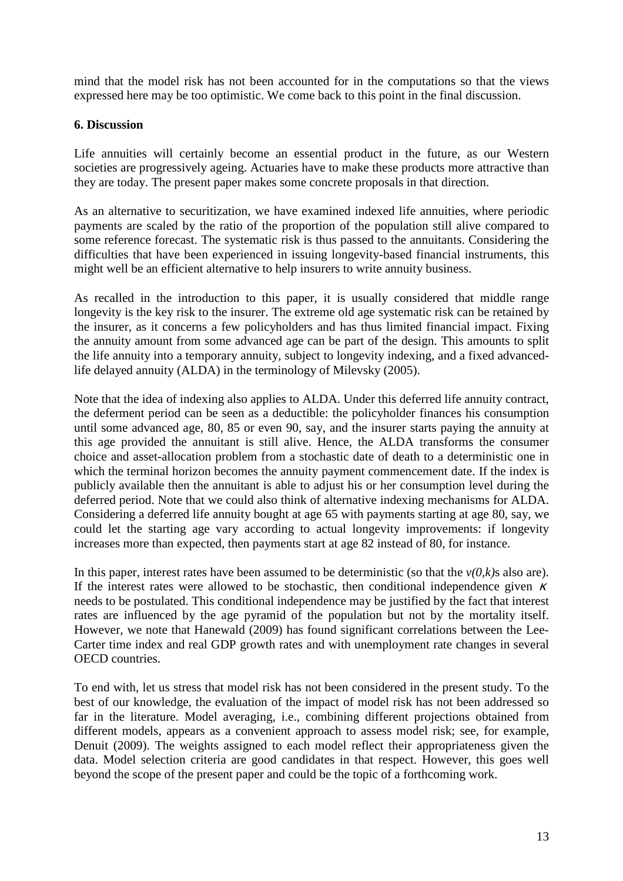mind that the model risk has not been accounted for in the computations so that the views expressed here may be too optimistic. We come back to this point in the final discussion.

## 6. Discussion

Life annuities will certainly become an essential product in the future, as our Western societies are progressively ageing. Actuaries have to make these products more attractive than they are today. The present paper makes some concrete proposals in that direction.

As an alternative to securitization, we have examined indexed life annuities, where periodic payments are scaled by the ratio of the proportion of the population still alive compared to some reference forecast. The systematic risk is thus passed to the annuitants. Considering the difficulties that have been experienced in issuing longevity-based financial instruments, this might well be an efficient alternative to help insurers to write annuity business.

As recalled in the introduction to this paper, it is usually considered that middle range longevity is the key risk to the insurer. The extreme old age systematic risk can be retained by the insurer, as it concerns a few policyholders and has thus limited financial impact. Fixing the annuity amount from some advanced age can be part of the design. This amounts to split the life annuity into a temporary annuity, subject to longevity indexing, and a fixed advanced-life delayed annuity (ALDA) in the terminology of Milevsky (2005).

Note that the idea of indexing also applies to ALDA. Under this deferred life annuity contract, the deferment period can be seen as a deductible: the policyholder finances his consumption until some advanced age, 80, 85 or even 90, say, and the insurer starts paying the annuity at this age provided the annuitant is still alive. Hence, the ALDA transforms the consumer choice and asset-allocation problem from a stochastic date of death to a deterministic one in which the terminal horizon becomes the annuity payment commencement date. If the index is publicly available then the annuitant is able to adjust his or her consumption level during the deferred period. Note that we could also think of alternative indexing mechanisms for ALDA. Considering a deferred life annuity bought at age 65 with payments starting at age 80, say, we could let the starting age vary according to actual longevity improvements: if longevity increases more than expected, then payments start at age 82 instead of 80, for instance.

In this paper, interest rates have been assumed to be deterministic (so that the $v(0,k)$s also are). If the interest rates were allowed to be stochastic, then conditional independence given $\kappa$ needs to be postulated. This conditional independence may be justified by the fact that interest rates are influenced by the age pyramid of the population but not by the mortality itself. However, we note that Hanewald (2009) has found significant correlations between the Lee-Carter time index and real GDP growth rates and with unemployment rate changes in several OECD countries.

To end with, let us stress that model risk has not been considered in the present study. To the best of our knowledge, the evaluation of the impact of model risk has not been addressed so far in the literature. Model averaging, i.e., combining different projections obtained from different models, appears as a convenient approach to assess model risk; see, for example, Denuit (2009). The weights assigned to each model reflect their appropriateness given the data. Model selection criteria are good candidates in that respect. However, this goes well beyond the scope of the present paper and could be the topic of a forthcoming work.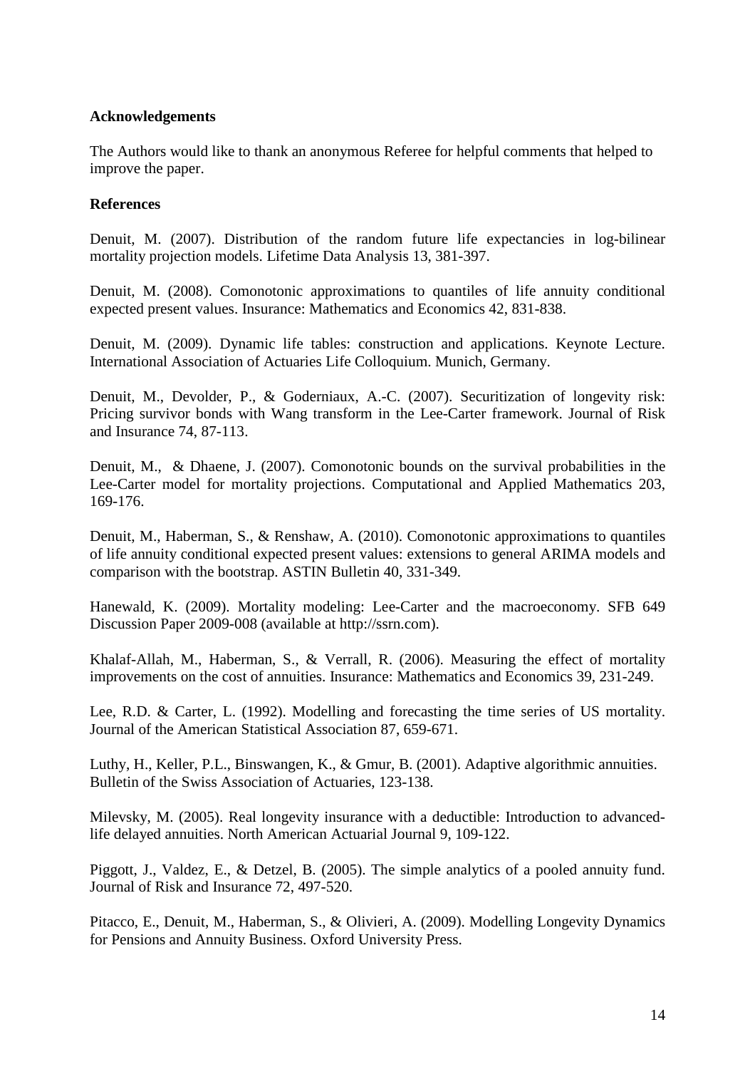**Acknowledgements**

The Authors would like to thank an anonymous Referee for helpful comments that helped to improve the paper.

**References**

Denuit, M. (2007). Distribution of the random future life expectancies in log-bilinear mortality projection models. Lifetime Data Analysis 13, 381-397.

Denuit, M. (2008). Comonotonic approximations to quantiles of life annuity conditional expected present values. Insurance: Mathematics and Economics 42, 831-838.

Denuit, M. (2009). Dynamic life tables: construction and applications. Keynote Lecture. International Association of Actuaries Life Colloquium. Munich, Germany.

Denuit, M., Devolder, P., & Goderniaux, A.-C. (2007). Securitization of longevity risk: Pricing survivor bonds with Wang transform in the Lee-Carter framework. Journal of Risk and Insurance 74, 87-113.

Denuit, M., & Dhaene, J. (2007). Comonotonic bounds on the survival probabilities in the Lee-Carter model for mortality projections. Computational and Applied Mathematics 203, 169-176.

Denuit, M., Haberman, S., & Renshaw, A. (2010). Comonotonic approximations to quantiles of life annuity conditional expected present values: extensions to general ARIMA models and comparison with the bootstrap. ASTIN Bulletin 40, 331-349.

Hanewald, K. (2009). Mortality modeling: Lee-Carter and the macroeconomy. SFB 649 Discussion Paper 2009-008 (available at http://ssrn.com).

Khalaf-Allah, M., Haberman, S., & Verrall, R. (2006). Measuring the effect of mortality improvements on the cost of annuities. Insurance: Mathematics and Economics 39, 231-249.

Lee, R.D. & Carter, L. (1992). Modelling and forecasting the time series of US mortality. Journal of the American Statistical Association 87, 659-671.

Luthy, H., Keller, P.L., Binswangen, K., & Gmur, B. (2001). Adaptive algorithmic annuities. Bulletin of the Swiss Association of Actuaries, 123-138.

Milevsky, M. (2005). Real longevity insurance with a deductible: Introduction to advanced-life delayed annuities. North American Actuarial Journal 9, 109-122.

Piggott, J., Valdez, E., & Detzel, B. (2005). The simple analytics of a pooled annuity fund. Journal of Risk and Insurance 72, 497-520.

Pitacco, E., Denuit, M., Haberman, S., & Olivieri, A. (2009). Modelling Longevity Dynamics for Pensions and Annuity Business. Oxford University Press.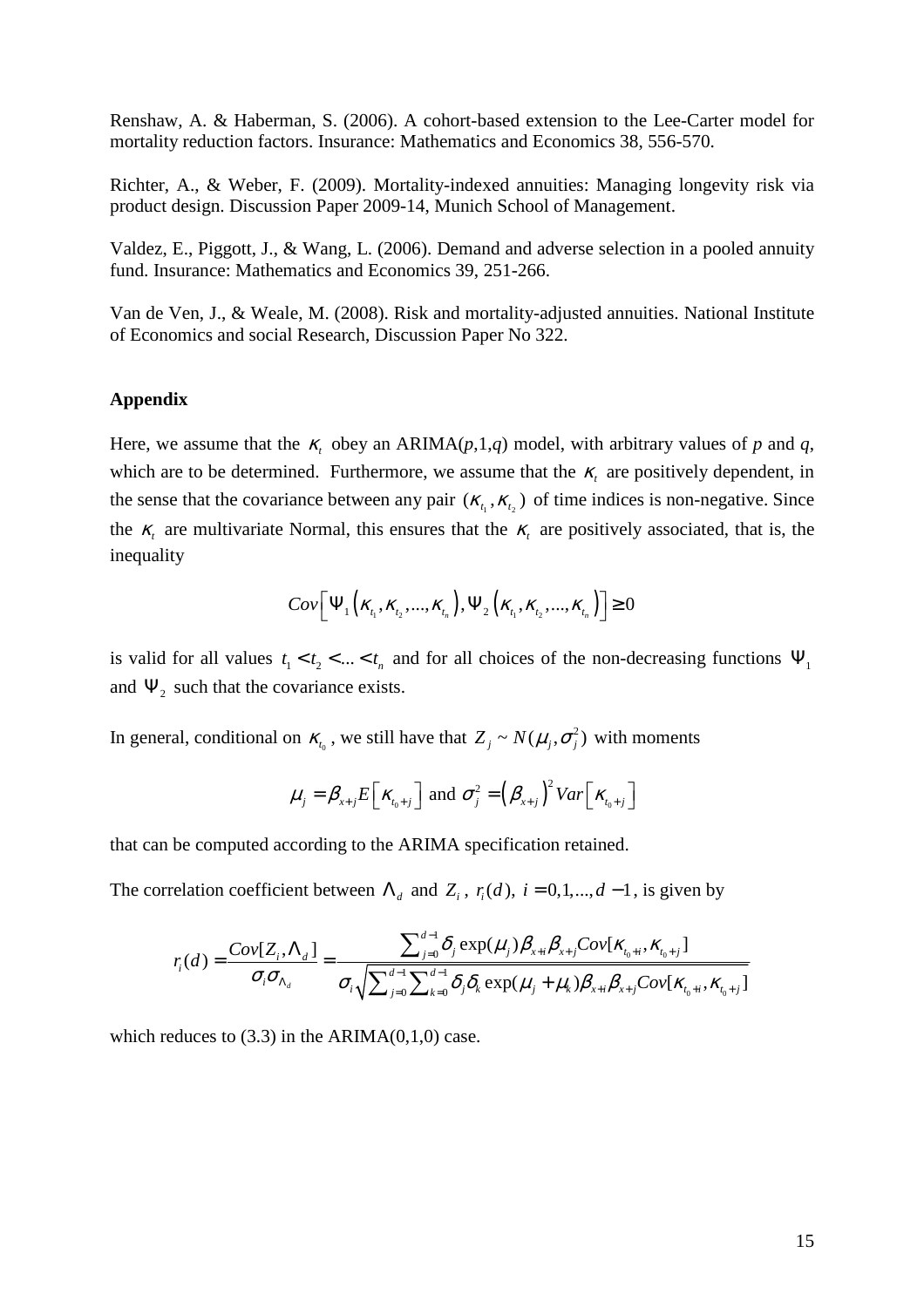Renshaw, A. & Haberman, S. (2006). A cohort-based extension to the Lee-Carter model for mortality reduction factors. Insurance: Mathematics and Economics 38, 556-570.

Richter, A., & Weber, F. (2009). Mortality-indexed annuities: Managing longevity risk via product design. Discussion Paper 2009-14, Munich School of Management.

Valdez, E., Piggott, J., & Wang, L. (2006). Demand and adverse selection in a pooled annuity fund. Insurance: Mathematics and Economics 39, 251-266.

Van de Ven, J., & Weale, M. (2008). Risk and mortality-adjusted annuities. National Institute of Economics and social Research, Discussion Paper No 322.

## Appendix

Here, we assume that the $\kappa_t$ obey an ARIMA($p$,1,$q$) model, with arbitrary values of $p$ and $q$, which are to be determined. Furthermore, we assume that the $\kappa_t$ are positively dependent, in the sense that the covariance between any pair $(\kappa_{t_1}, \kappa_{t_2})$ of time indices is non-negative. Since the $\kappa_t$ are multivariate Normal, this ensures that the $\kappa_t$ are positively associated, that is, the inequality

$$Cov\left[\Psi_1\left(\kappa_{t_1}, \kappa_{t_2}, ..., \kappa_{t_n}\right), \Psi_2\left(\kappa_{t_1}, \kappa_{t_2}, ..., \kappa_{t_n}\right)\right] \geq 0$$

is valid for all values $t_1 < t_2 < ... < t_n$ and for all choices of the non-decreasing functions $\Psi_1$ and $\Psi_2$ such that the covariance exists.

In general, conditional on $\kappa_{t_0}$, we still have that $Z_j \sim N(\mu_j, \sigma_j^2)$ with moments

$$\mu_j = \beta_{x+j} E\left[\kappa_{t_0+j}\right] \text{ and } \sigma_j^2 = \left(\beta_{x+j}\right)^2 Var\left[\kappa_{t_0+j}\right]$$

that can be computed according to the ARIMA specification retained.

The correlation coefficient between $\Lambda_d$ and $Z_i$, $r_i(d)$, $i = 0,1,...,d-1$, is given by

$$r_i(d) = \frac{Cov[Z_i, \Lambda_d]}{\sigma_i \sigma_{\Lambda_d}} = \frac{\sum_{j=0}^{d-1} \delta_j \exp(\mu_j) \beta_{x+i} \beta_{x+j} Cov[\kappa_{t_0+i}, \kappa_{t_0+j}]}{\sigma_i \sqrt{\sum_{j=0}^{d-1} \sum_{k=0}^{d-1} \delta_j \delta_k \exp(\mu_j + \mu_k) \beta_{x+i} \beta_{x+j} Cov[\kappa_{t_0+i}, \kappa_{t_0+j}]}}$$

which reduces to (3.3) in the ARIMA(0,1,0) case.